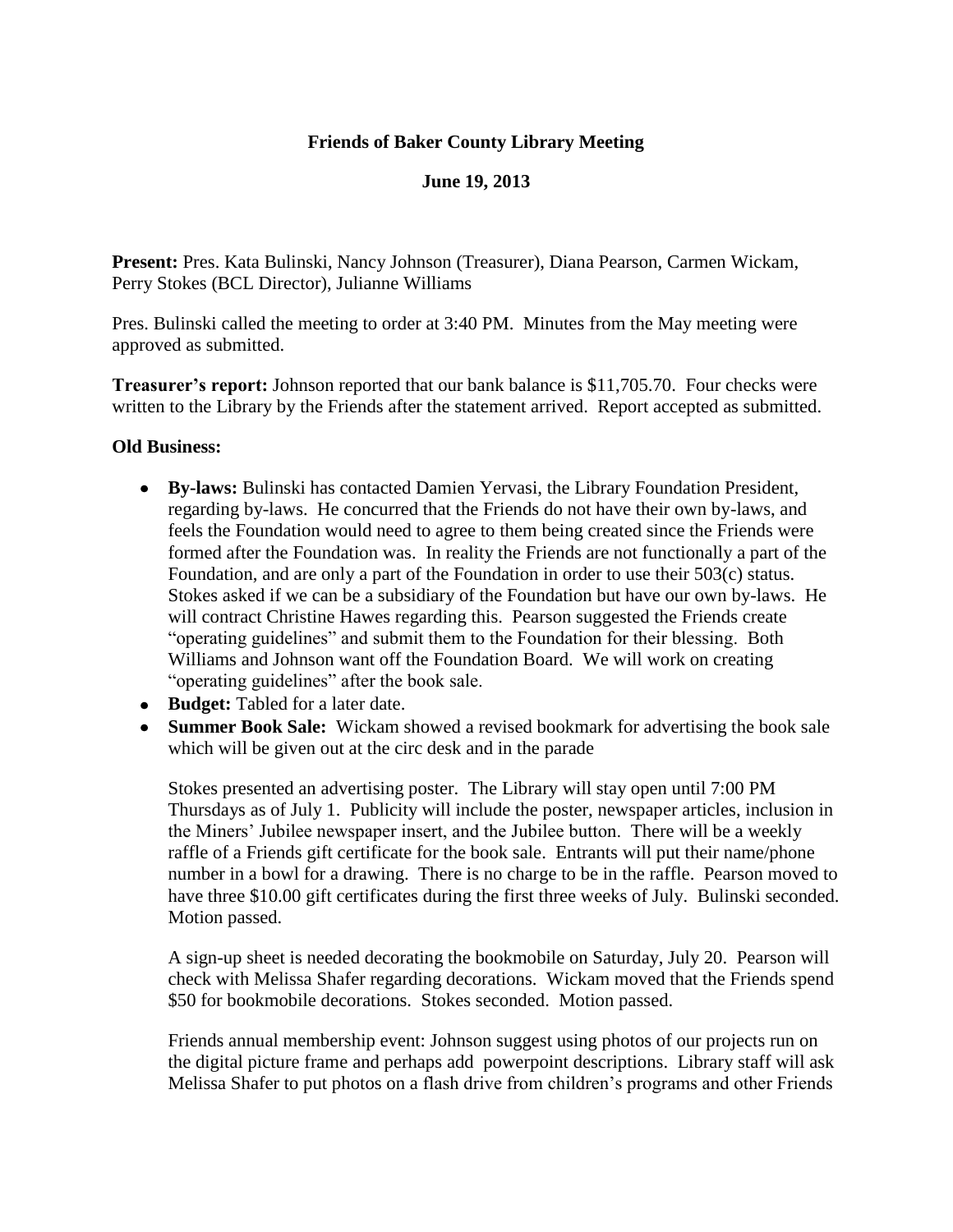# Friends of Baker County Library Meeting

## June 19, 2013

**Present:** Pres. Kata Bulinski, Nancy Johnson (Treasurer), Diana Pearson, Carmen Wickam, Perry Stokes (BCL Director), Julianne Williams

Pres. Bulinski called the meeting to order at 3:40 PM. Minutes from the May meeting were approved as submitted.

**Treasurer's report:** Johnson reported that our bank balance is $11,705.70. Four checks were written to the Library by the Friends after the statement arrived. Report accepted as submitted.

**Old Business:**

- **By-laws:** Bulinski has contacted Damien Yervasi, the Library Foundation President, regarding by-laws. He concurred that the Friends do not have their own by-laws, and feels the Foundation would need to agree to them being created since the Friends were formed after the Foundation was. In reality the Friends are not functionally a part of the Foundation, and are only a part of the Foundation in order to use their 503(c) status. Stokes asked if we can be a subsidiary of the Foundation but have our own by-laws. He will contract Christine Hawes regarding this. Pearson suggested the Friends create "operating guidelines" and submit them to the Foundation for their blessing. Both Williams and Johnson want off the Foundation Board. We will work on creating "operating guidelines" after the book sale.
- **Budget:** Tabled for a later date.
- **Summer Book Sale:** Wickam showed a revised bookmark for advertising the book sale which will be given out at the circ desk and in the parade

  Stokes presented an advertising poster. The Library will stay open until 7:00 PM Thursdays as of July 1. Publicity will include the poster, newspaper articles, inclusion in the Miners' Jubilee newspaper insert, and the Jubilee button. There will be a weekly raffle of a Friends gift certificate for the book sale. Entrants will put their name/phone number in a bowl for a drawing. There is no charge to be in the raffle. Pearson moved to have three $10.00 gift certificates during the first three weeks of July. Bulinski seconded. Motion passed.

  A sign-up sheet is needed decorating the bookmobile on Saturday, July 20. Pearson will check with Melissa Shafer regarding decorations. Wickam moved that the Friends spend $50 for bookmobile decorations. Stokes seconded. Motion passed.

  Friends annual membership event: Johnson suggest using photos of our projects run on the digital picture frame and perhaps add powerpoint descriptions. Library staff will ask Melissa Shafer to put photos on a flash drive from children's programs and other Friends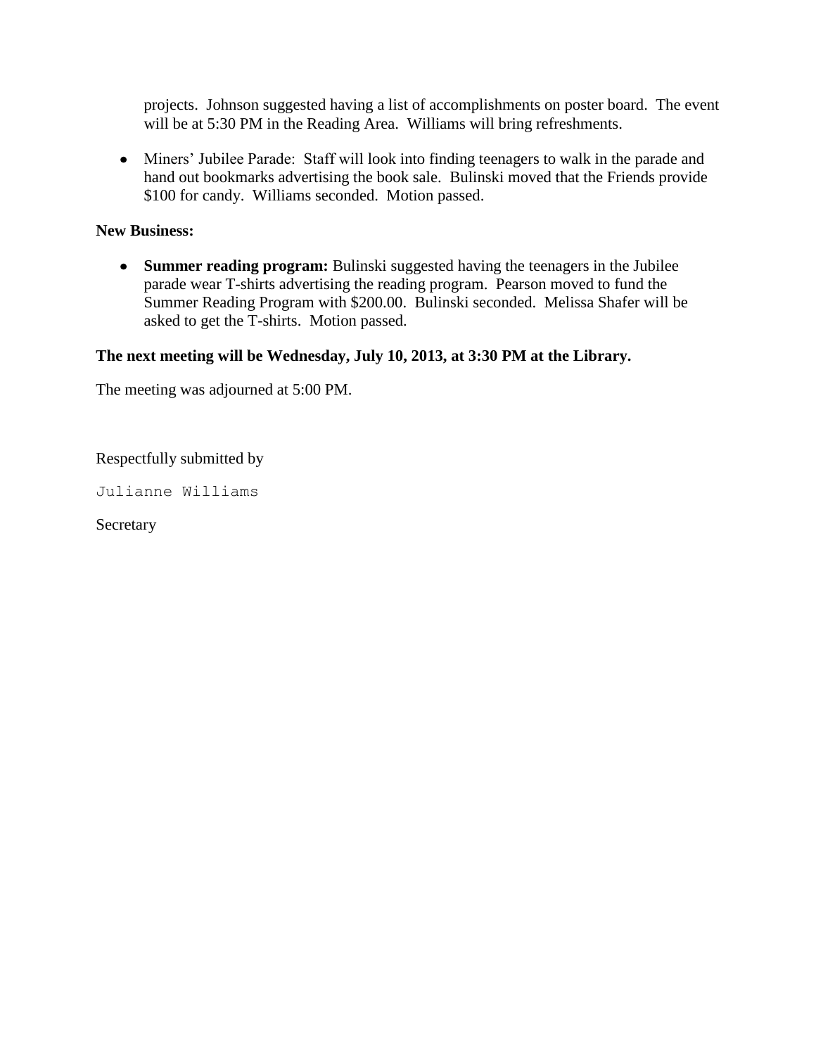projects. Johnson suggested having a list of accomplishments on poster board. The event will be at 5:30 PM in the Reading Area. Williams will bring refreshments.

- Miners' Jubilee Parade: Staff will look into finding teenagers to walk in the parade and hand out bookmarks advertising the book sale. Bulinski moved that the Friends provide $100 for candy. Williams seconded. Motion passed.

**New Business:**

- **Summer reading program:** Bulinski suggested having the teenagers in the Jubilee parade wear T-shirts advertising the reading program. Pearson moved to fund the Summer Reading Program with $200.00. Bulinski seconded. Melissa Shafer will be asked to get the T-shirts. Motion passed.

**The next meeting will be Wednesday, July 10, 2013, at 3:30 PM at the Library.**

The meeting was adjourned at 5:00 PM.

Respectfully submitted by

Julianne Williams

Secretary